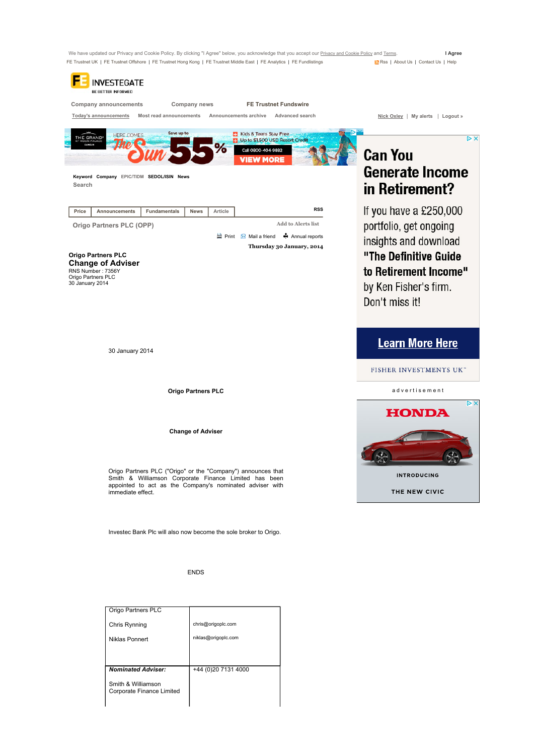We have updated our Privacy and Cookie Policy. By clicking "I Agree" below, you acknowledge that you accept our Privacy and Cookie Policy and Terms. I Agree

FE Trustnet UK | FE Trustnet Offshore | FE Trustnet Hong Kong | FE Trustnet Middle East | FE Analytics | FE Fundlistings

Rss | About Us | Contact Us | Help

INVESTEGATE
BE BETTER INFORMED

Company announcements | Company news | FE Trustnet Fundswire

Today's announcements | Most read announcements | Announcements archive | Advanced search

Nick Oxley | My alerts | Logout »

Keyword Company EPIC/TIDM SEDOL/ISIN News
Search

Price | Announcements | Fundamentals | News | Article

RSS

Origo Partners PLC (OPP)

Add to Alerts list

Print | Mail a friend | Annual reports

Thursday 30 January, 2014

**Origo Partners PLC**

## Change of Adviser

RNS Number : 7356Y
Origo Partners PLC
30 January 2014

30 January 2014

**Origo Partners PLC**

**Change of Adviser**

Origo Partners PLC ("Origo" or the "Company") announces that Smith & Williamson Corporate Finance Limited has been appointed to act as the Company's nominated adviser with immediate effect.

Investec Bank Plc will also now become the sole broker to Origo.

ENDS

| | |
|---|---|
| Origo Partners PLC<br><br>Chris Rynning<br><br>Niklas Ponnert | <br><br>chris@origoplc.com<br><br>niklas@origoplc.com |
| ***Nominated Adviser:***<br><br>Smith & Williamson Corporate Finance Limited | +44 (0)20 7131 4000 |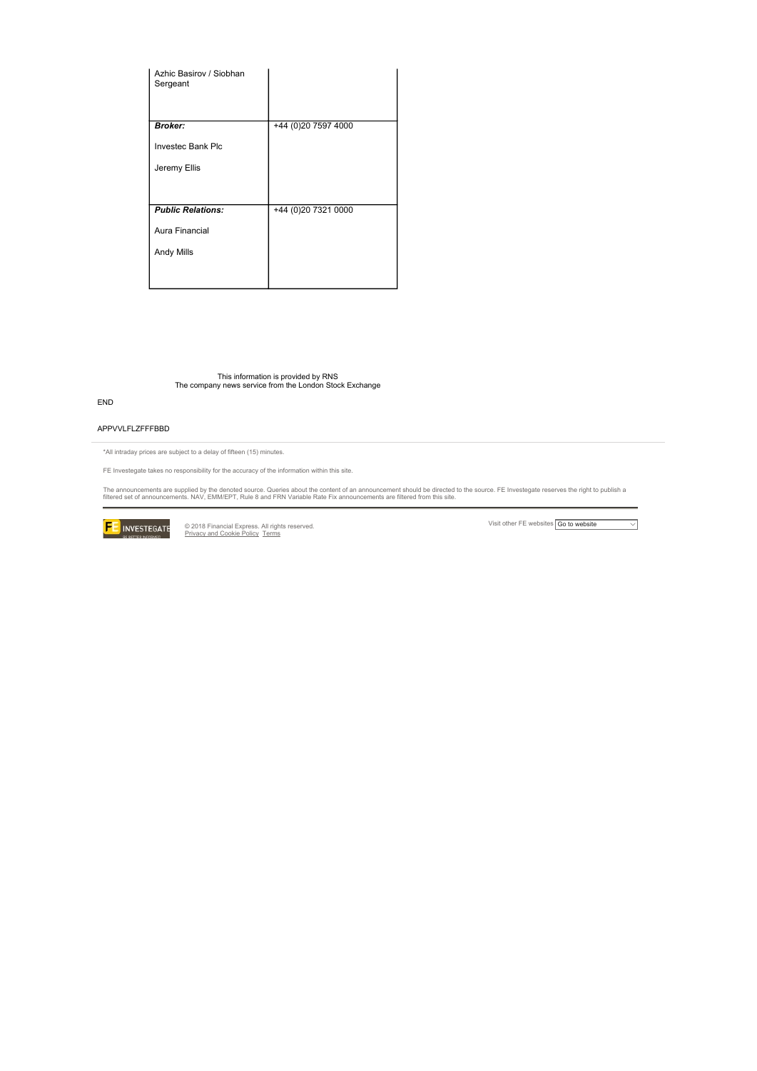| | |
|---|---|
| Azhic Basirov / Siobhan Sergeant | |
| ***Broker:***<br><br>Investec Bank Plc<br><br>Jeremy Ellis | +44 (0)20 7597 4000 |
| ***Public Relations:***<br><br>Aura Financial<br><br>Andy Mills | +44 (0)20 7321 0000 |

This information is provided by RNS
The company news service from the London Stock Exchange

END

APPVVLFLZFFFBBD

*All intraday prices are subject to a delay of fifteen (15) minutes.

FE Investegate takes no responsibility for the accuracy of the information within this site.

The announcements are supplied by the denoted source. Queries about the content of an announcement should be directed to the source. FE Investegate reserves the right to publish a filtered set of announcements. NAV, EMM/EPT, Rule 8 and FRN Variable Rate Fix announcements are filtered from this site.

© 2018 Financial Express. All rights reserved.
Privacy and Cookie Policy Terms

Visit other FE websites Go to website